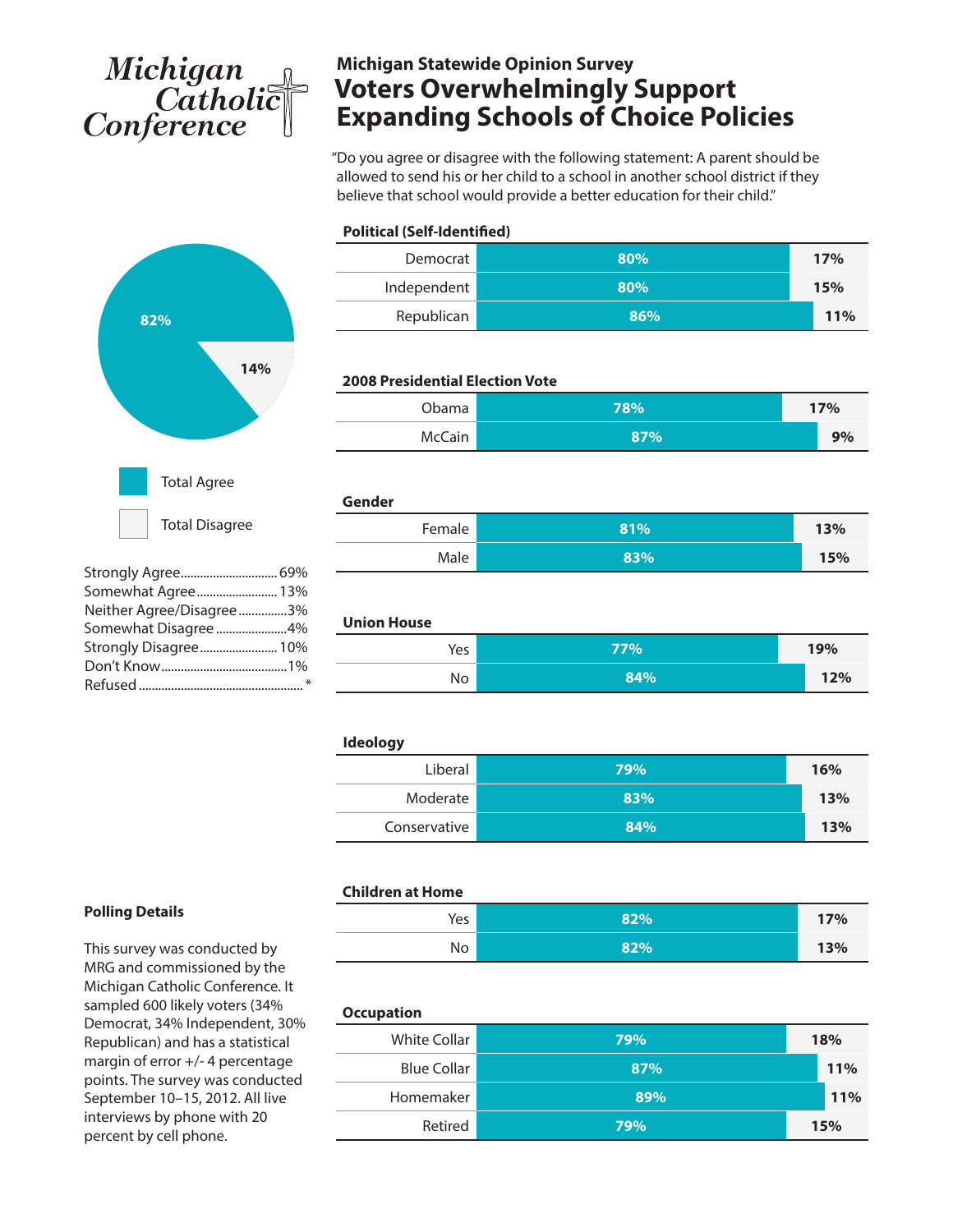Michigan Catholic Conference

### Michigan Statewide Opinion Survey

# Voters Overwhelmingly Support Expanding Schools of Choice Policies

"Do you agree or disagree with the following statement: A parent should be allowed to send his or her child to a school in another school district if they believe that school would provide a better education for their child."

82%

14%

Total Agree

Total Disagree

Strongly Agree............................69%
Somewhat Agree.........................13%
Neither Agree/Disagree..............3%
Somewhat Disagree.....................4%
Strongly Disagree.......................10%
Don't Know.....................................1%
Refused.............................................*

**Political (Self-Identified)**

Democrat 80% 17%
Independent 80% 15%
Republican 86% 11%

**2008 Presidential Election Vote**

Obama 78% 17%
McCain 87% 9%

**Gender**

Female 81% 13%
Male 83% 15%

**Union House**

Yes 77% 19%
No 84% 12%

**Ideology**

Liberal 79% 16%
Moderate 83% 13%
Conservative 84% 13%

**Children at Home**

Yes 82% 17%
No 82% 13%

**Occupation**

White Collar 79% 18%
Blue Collar 87% 11%
Homemaker 89% 11%
Retired 79% 15%

**Polling Details**

This survey was conducted by MRG and commissioned by the Michigan Catholic Conference. It sampled 600 likely voters (34% Democrat, 34% Independent, 30% Republican) and has a statistical margin of error +/- 4 percentage points. The survey was conducted September 10–15, 2012. All live interviews by phone with 20 percent by cell phone.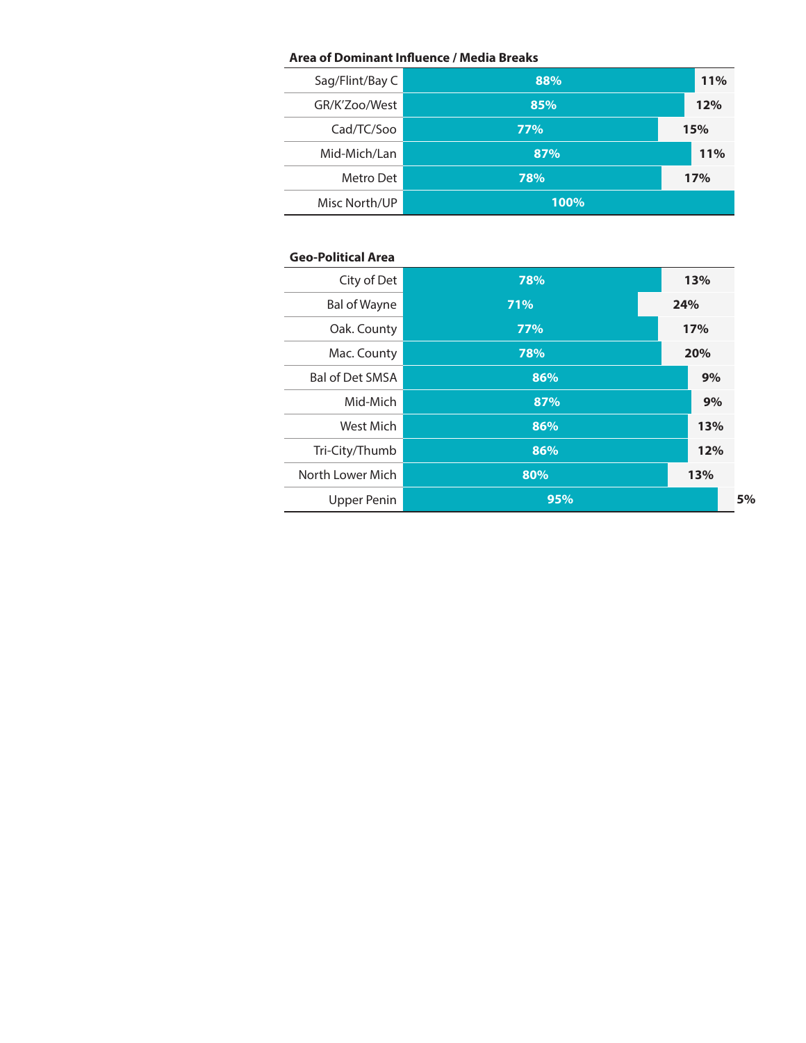**Area of Dominant Influence / Media Breaks**

Sag/Flint/Bay C 88% 11%
GR/K'Zoo/West 85% 12%
Cad/TC/Soo 77% 15%
Mid-Mich/Lan 87% 11%
Metro Det 78% 17%
Misc North/UP 100%

**Geo-Political Area**

City of Det 78% 13%
Bal of Wayne 71% 24%
Oak. County 77% 17%
Mac. County 78% 20%
Bal of Det SMSA 86% 9%
Mid-Mich 87% 9%
West Mich 86% 13%
Tri-City/Thumb 86% 12%
North Lower Mich 80% 13%
Upper Penin 95% 5%